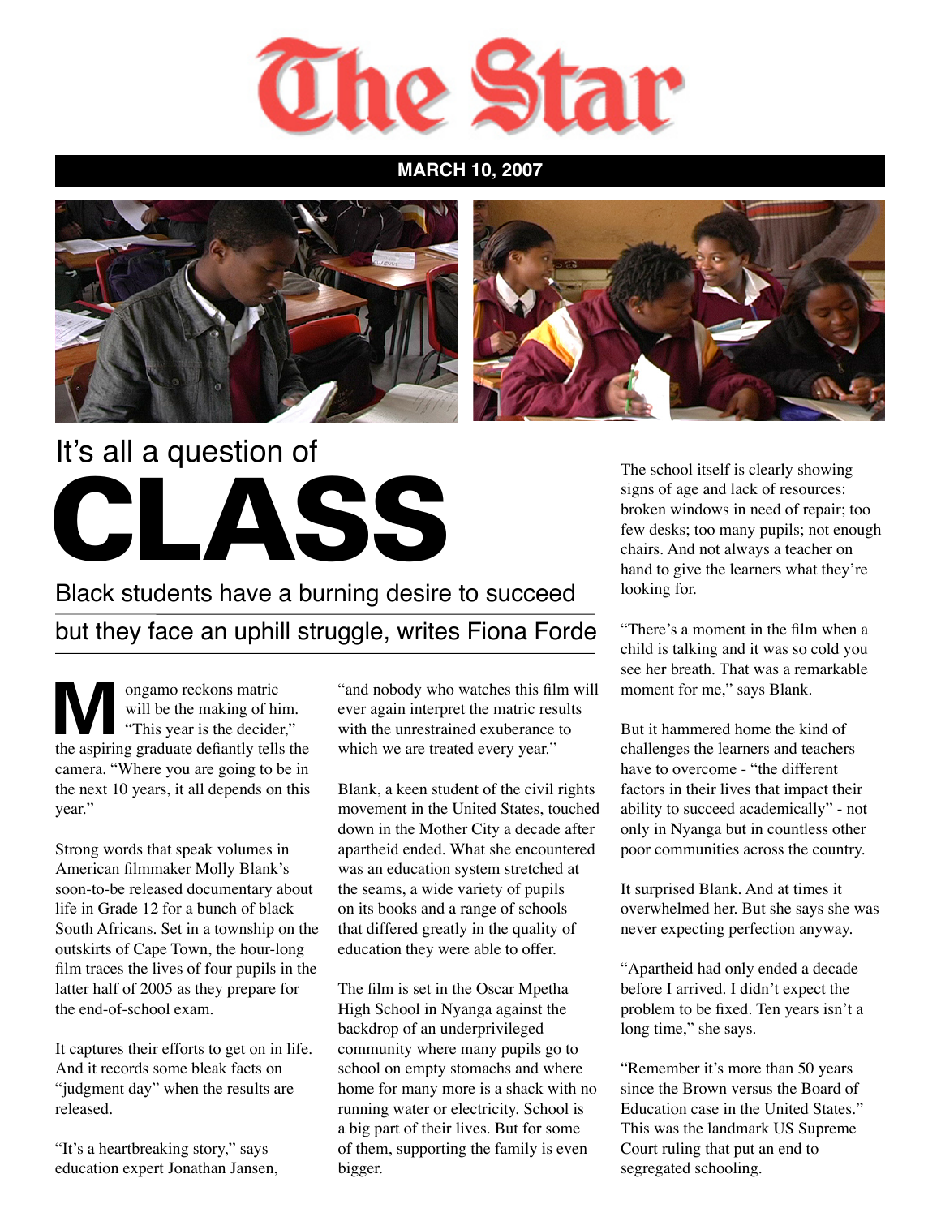# The Star

**MARCH 10, 2007**

# It's all a question of CLASS

## Black students have a burning desire to succeed but they face an uphill struggle, writes Fiona Forde

Mongamo reckons matric will be the making of him. "This year is the decider," the aspiring graduate defiantly tells the camera. "Where you are going to be in the next 10 years, it all depends on this year."

Strong words that speak volumes in American filmmaker Molly Blank's soon-to-be released documentary about life in Grade 12 for a bunch of black South Africans. Set in a township on the outskirts of Cape Town, the hour-long film traces the lives of four pupils in the latter half of 2005 as they prepare for the end-of-school exam.

It captures their efforts to get on in life. And it records some bleak facts on "judgment day" when the results are released.

"It's a heartbreaking story," says education expert Jonathan Jansen, "and nobody who watches this film will ever again interpret the matric results with the unrestrained exuberance to which we are treated every year."

Blank, a keen student of the civil rights movement in the United States, touched down in the Mother City a decade after apartheid ended. What she encountered was an education system stretched at the seams, a wide variety of pupils on its books and a range of schools that differed greatly in the quality of education they were able to offer.

The film is set in the Oscar Mpetha High School in Nyanga against the backdrop of an underprivileged community where many pupils go to school on empty stomachs and where home for many more is a shack with no running water or electricity. School is a big part of their lives. But for some of them, supporting the family is even bigger.

The school itself is clearly showing signs of age and lack of resources: broken windows in need of repair; too few desks; too many pupils; not enough chairs. And not always a teacher on hand to give the learners what they're looking for.

"There's a moment in the film when a child is talking and it was so cold you see her breath. That was a remarkable moment for me," says Blank.

But it hammered home the kind of challenges the learners and teachers have to overcome - "the different factors in their lives that impact their ability to succeed academically" - not only in Nyanga but in countless other poor communities across the country.

It surprised Blank. And at times it overwhelmed her. But she says she was never expecting perfection anyway.

"Apartheid had only ended a decade before I arrived. I didn't expect the problem to be fixed. Ten years isn't a long time," she says.

"Remember it's more than 50 years since the Brown versus the Board of Education case in the United States." This was the landmark US Supreme Court ruling that put an end to segregated schooling.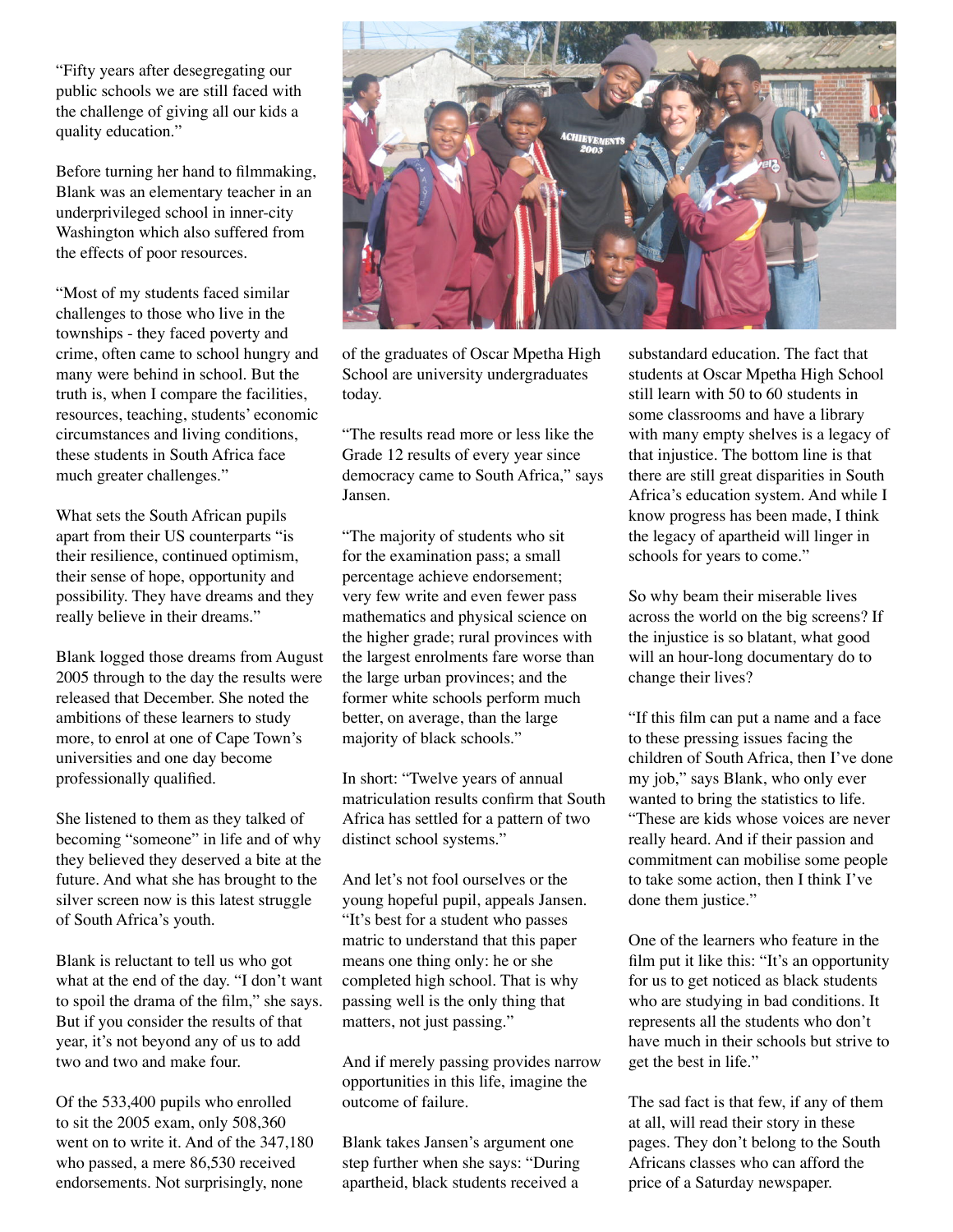"Fifty years after desegregating our public schools we are still faced with the challenge of giving all our kids a quality education."

Before turning her hand to filmmaking, Blank was an elementary teacher in an underprivileged school in inner-city Washington which also suffered from the effects of poor resources.

"Most of my students faced similar challenges to those who live in the townships - they faced poverty and crime, often came to school hungry and many were behind in school. But the truth is, when I compare the facilities, resources, teaching, students' economic circumstances and living conditions, these students in South Africa face much greater challenges."

What sets the South African pupils apart from their US counterparts "is their resilience, continued optimism, their sense of hope, opportunity and possibility. They have dreams and they really believe in their dreams."

Blank logged those dreams from August 2005 through to the day the results were released that December. She noted the ambitions of these learners to study more, to enrol at one of Cape Town's universities and one day become professionally qualified.

She listened to them as they talked of becoming "someone" in life and of why they believed they deserved a bite at the future. And what she has brought to the silver screen now is this latest struggle of South Africa's youth.

Blank is reluctant to tell us who got what at the end of the day. "I don't want to spoil the drama of the film," she says. But if you consider the results of that year, it's not beyond any of us to add two and two and make four.

Of the 533,400 pupils who enrolled to sit the 2005 exam, only 508,360 went on to write it. And of the 347,180 who passed, a mere 86,530 received endorsements. Not surprisingly, none of the graduates of Oscar Mpetha High School are university undergraduates today.

"The results read more or less like the Grade 12 results of every year since democracy came to South Africa," says Jansen.

"The majority of students who sit for the examination pass; a small percentage achieve endorsement; very few write and even fewer pass mathematics and physical science on the higher grade; rural provinces with the largest enrolments fare worse than the large urban provinces; and the former white schools perform much better, on average, than the large majority of black schools."

In short: "Twelve years of annual matriculation results confirm that South Africa has settled for a pattern of two distinct school systems."

And let's not fool ourselves or the young hopeful pupil, appeals Jansen. "It's best for a student who passes matric to understand that this paper means one thing only: he or she completed high school. That is why passing well is the only thing that matters, not just passing."

And if merely passing provides narrow opportunities in this life, imagine the outcome of failure.

Blank takes Jansen's argument one step further when she says: "During apartheid, black students received a substandard education. The fact that students at Oscar Mpetha High School still learn with 50 to 60 students in some classrooms and have a library with many empty shelves is a legacy of that injustice. The bottom line is that there are still great disparities in South Africa's education system. And while I know progress has been made, I think the legacy of apartheid will linger in schools for years to come."

So why beam their miserable lives across the world on the big screens? If the injustice is so blatant, what good will an hour-long documentary do to change their lives?

"If this film can put a name and a face to these pressing issues facing the children of South Africa, then I've done my job," says Blank, who only ever wanted to bring the statistics to life. "These are kids whose voices are never really heard. And if their passion and commitment can mobilise some people to take some action, then I think I've done them justice."

One of the learners who feature in the film put it like this: "It's an opportunity for us to get noticed as black students who are studying in bad conditions. It represents all the students who don't have much in their schools but strive to get the best in life."

The sad fact is that few, if any of them at all, will read their story in these pages. They don't belong to the South Africans classes who can afford the price of a Saturday newspaper.